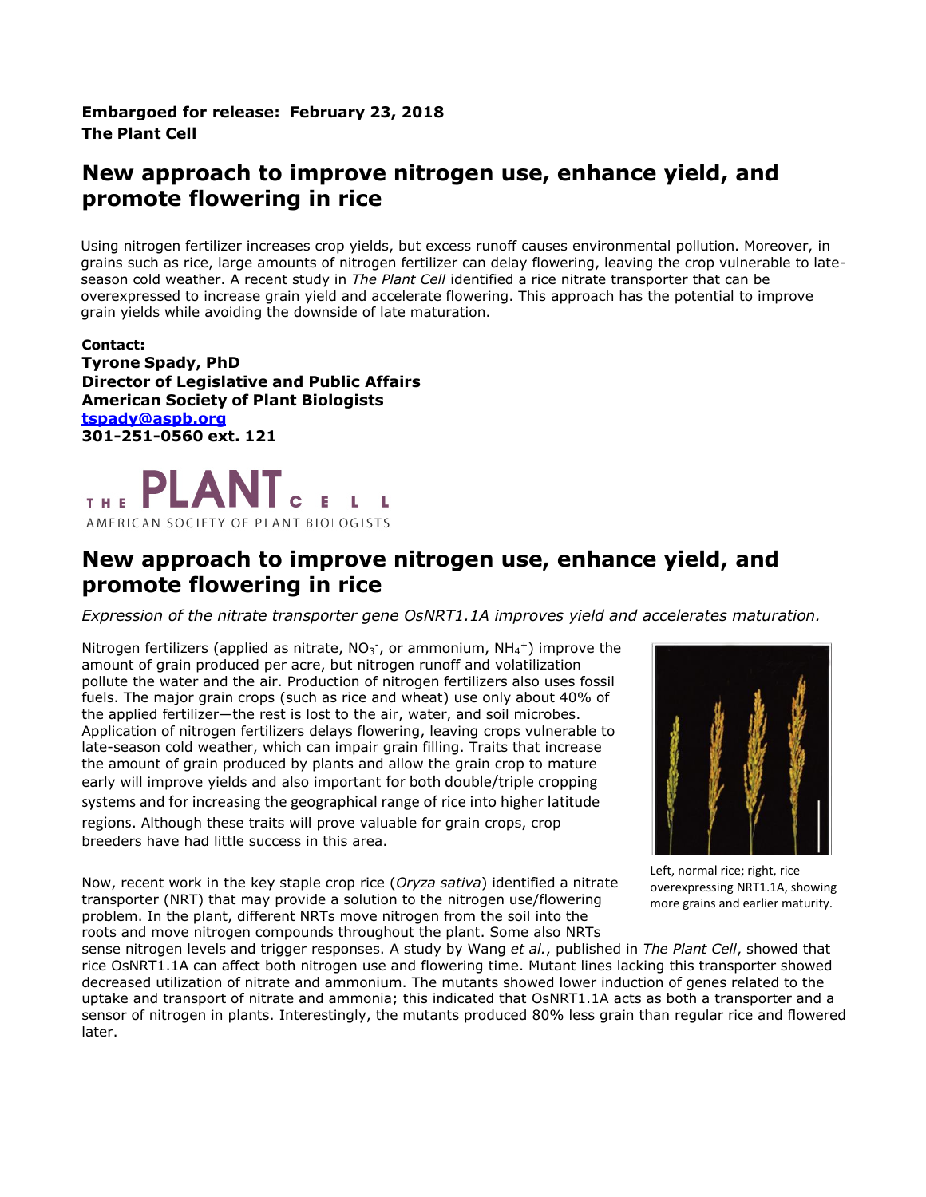**Embargoed for release: February 23, 2018**
**The Plant Cell**

# New approach to improve nitrogen use, enhance yield, and promote flowering in rice

Using nitrogen fertilizer increases crop yields, but excess runoff causes environmental pollution. Moreover, in grains such as rice, large amounts of nitrogen fertilizer can delay flowering, leaving the crop vulnerable to late-season cold weather. A recent study in *The Plant Cell* identified a rice nitrate transporter that can be overexpressed to increase grain yield and accelerate flowering. This approach has the potential to improve grain yields while avoiding the downside of late maturation.

**Contact:**
**Tyrone Spady, PhD**
**Director of Legislative and Public Affairs**
**American Society of Plant Biologists**
**tspady@aspb.org**
**301-251-0560 ext. 121**

THE PLANT CELL
AMERICAN SOCIETY OF PLANT BIOLOGISTS

# New approach to improve nitrogen use, enhance yield, and promote flowering in rice

*Expression of the nitrate transporter gene OsNRT1.1A improves yield and accelerates maturation.*

Nitrogen fertilizers (applied as nitrate, $NO_3^-$, or ammonium, $NH_4^+$) improve the amount of grain produced per acre, but nitrogen runoff and volatilization pollute the water and the air. Production of nitrogen fertilizers also uses fossil fuels. The major grain crops (such as rice and wheat) use only about 40% of the applied fertilizer—the rest is lost to the air, water, and soil microbes. Application of nitrogen fertilizers delays flowering, leaving crops vulnerable to late-season cold weather, which can impair grain filling. Traits that increase the amount of grain produced by plants and allow the grain crop to mature early will improve yields and also important for both double/triple cropping systems and for increasing the geographical range of rice into higher latitude regions. Although these traits will prove valuable for grain crops, crop breeders have had little success in this area.

Left, normal rice; right, rice overexpressing NRT1.1A, showing more grains and earlier maturity.

Now, recent work in the key staple crop rice (*Oryza sativa*) identified a nitrate transporter (NRT) that may provide a solution to the nitrogen use/flowering problem. In the plant, different NRTs move nitrogen from the soil into the roots and move nitrogen compounds throughout the plant. Some also NRTs sense nitrogen levels and trigger responses. A study by Wang *et al.*, published in *The Plant Cell*, showed that rice OsNRT1.1A can affect both nitrogen use and flowering time. Mutant lines lacking this transporter showed decreased utilization of nitrate and ammonium. The mutants showed lower induction of genes related to the uptake and transport of nitrate and ammonia; this indicated that OsNRT1.1A acts as both a transporter and a sensor of nitrogen in plants. Interestingly, the mutants produced 80% less grain than regular rice and flowered later.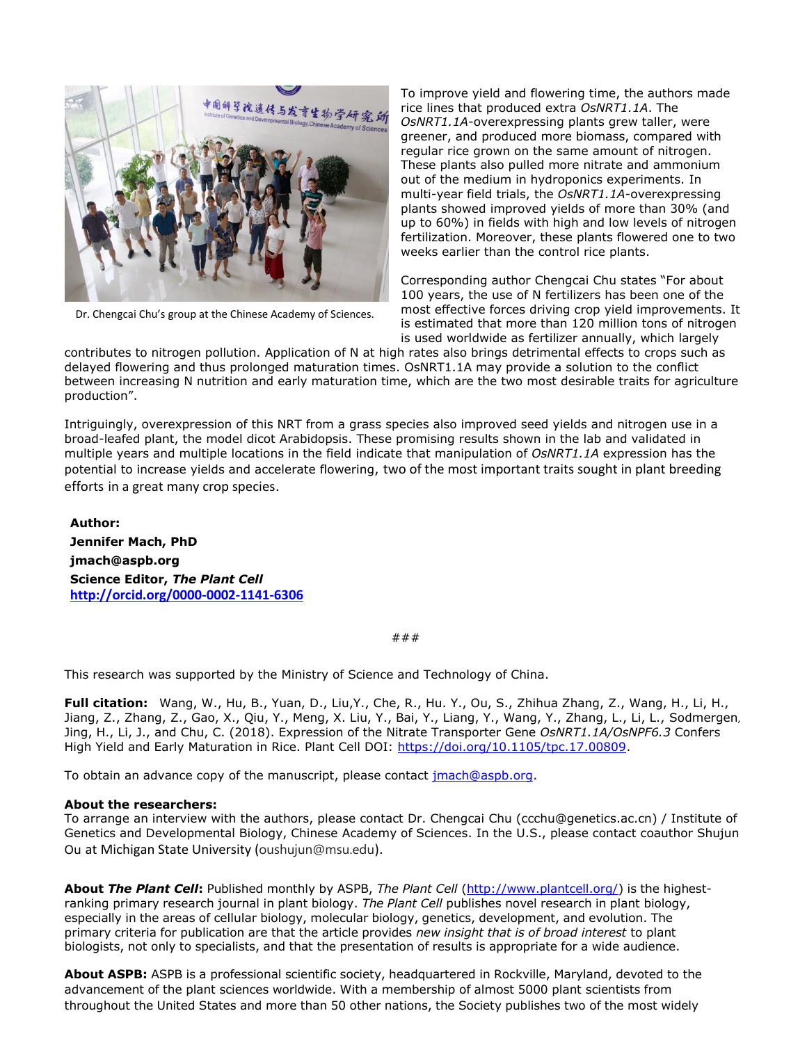Dr. Chengcai Chu's group at the Chinese Academy of Sciences.

To improve yield and flowering time, the authors made rice lines that produced extra *OsNRT1.1A*. The *OsNRT1.1A*-overexpressing plants grew taller, were greener, and produced more biomass, compared with regular rice grown on the same amount of nitrogen. These plants also pulled more nitrate and ammonium out of the medium in hydroponics experiments. In multi-year field trials, the *OsNRT1.1A*-overexpressing plants showed improved yields of more than 30% (and up to 60%) in fields with high and low levels of nitrogen fertilization. Moreover, these plants flowered one to two weeks earlier than the control rice plants.

Corresponding author Chengcai Chu states "For about 100 years, the use of N fertilizers has been one of the most effective forces driving crop yield improvements. It is estimated that more than 120 million tons of nitrogen is used worldwide as fertilizer annually, which largely contributes to nitrogen pollution. Application of N at high rates also brings detrimental effects to crops such as delayed flowering and thus prolonged maturation times. OsNRT1.1A may provide a solution to the conflict between increasing N nutrition and early maturation time, which are the two most desirable traits for agriculture production".

Intriguingly, overexpression of this NRT from a grass species also improved seed yields and nitrogen use in a broad-leafed plant, the model dicot Arabidopsis. These promising results shown in the lab and validated in multiple years and multiple locations in the field indicate that manipulation of *OsNRT1.1A* expression has the potential to increase yields and accelerate flowering, two of the most important traits sought in plant breeding efforts in a great many crop species.

**Author:**
**Jennifer Mach, PhD**
**jmach@aspb.org**
**Science Editor, *The Plant Cell***
**http://orcid.org/0000-0002-1141-6306**

###

This research was supported by the Ministry of Science and Technology of China.

**Full citation:** Wang, W., Hu, B., Yuan, D., Liu,Y., Che, R., Hu. Y., Ou, S., Zhihua Zhang, Z., Wang, H., Li, H., Jiang, Z., Zhang, Z., Gao, X., Qiu, Y., Meng, X. Liu, Y., Bai, Y., Liang, Y., Wang, Y., Zhang, L., Li, L., Sodmergen, Jing, H., Li, J., and Chu, C. (2018). Expression of the Nitrate Transporter Gene *OsNRT1.1A/OsNPF6.3* Confers High Yield and Early Maturation in Rice. Plant Cell DOI: https://doi.org/10.1105/tpc.17.00809.

To obtain an advance copy of the manuscript, please contact jmach@aspb.org.

**About the researchers:**
To arrange an interview with the authors, please contact Dr. Chengcai Chu (ccchu@genetics.ac.cn) / Institute of Genetics and Developmental Biology, Chinese Academy of Sciences. In the U.S., please contact coauthor Shujun Ou at Michigan State University (oushujun@msu.edu).

**About *The Plant Cell*:** Published monthly by ASPB, *The Plant Cell* (http://www.plantcell.org/) is the highest-ranking primary research journal in plant biology. *The Plant Cell* publishes novel research in plant biology, especially in the areas of cellular biology, molecular biology, genetics, development, and evolution. The primary criteria for publication are that the article provides *new insight that is of broad interest* to plant biologists, not only to specialists, and that the presentation of results is appropriate for a wide audience.

**About ASPB:** ASPB is a professional scientific society, headquartered in Rockville, Maryland, devoted to the advancement of the plant sciences worldwide. With a membership of almost 5000 plant scientists from throughout the United States and more than 50 other nations, the Society publishes two of the most widely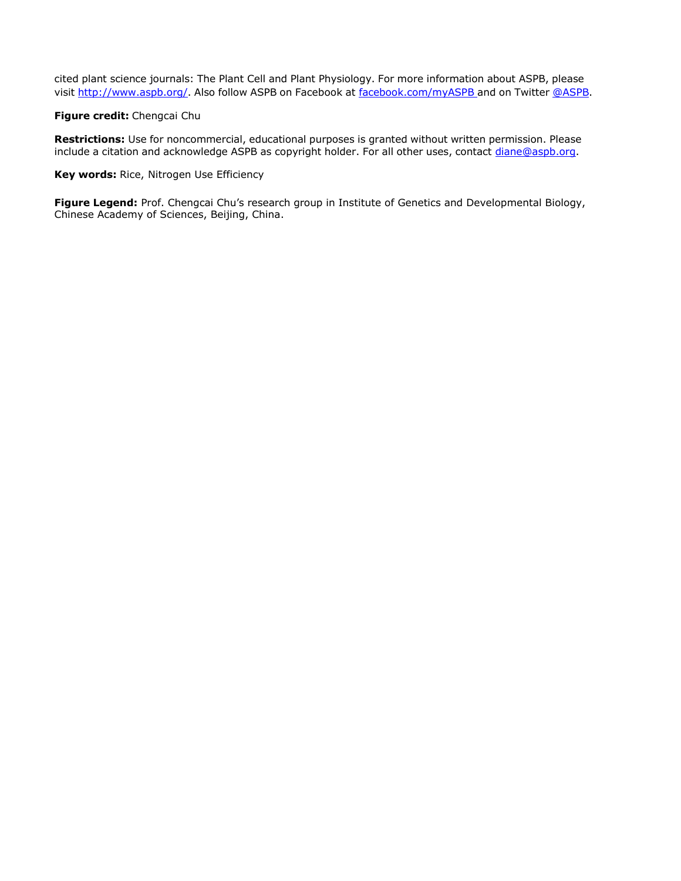cited plant science journals: The Plant Cell and Plant Physiology. For more information about ASPB, please visit http://www.aspb.org/. Also follow ASPB on Facebook at facebook.com/myASPB and on Twitter @ASPB.

**Figure credit:** Chengcai Chu

**Restrictions:** Use for noncommercial, educational purposes is granted without written permission. Please include a citation and acknowledge ASPB as copyright holder. For all other uses, contact diane@aspb.org.

**Key words:** Rice, Nitrogen Use Efficiency

**Figure Legend:** Prof. Chengcai Chu's research group in Institute of Genetics and Developmental Biology, Chinese Academy of Sciences, Beijing, China.